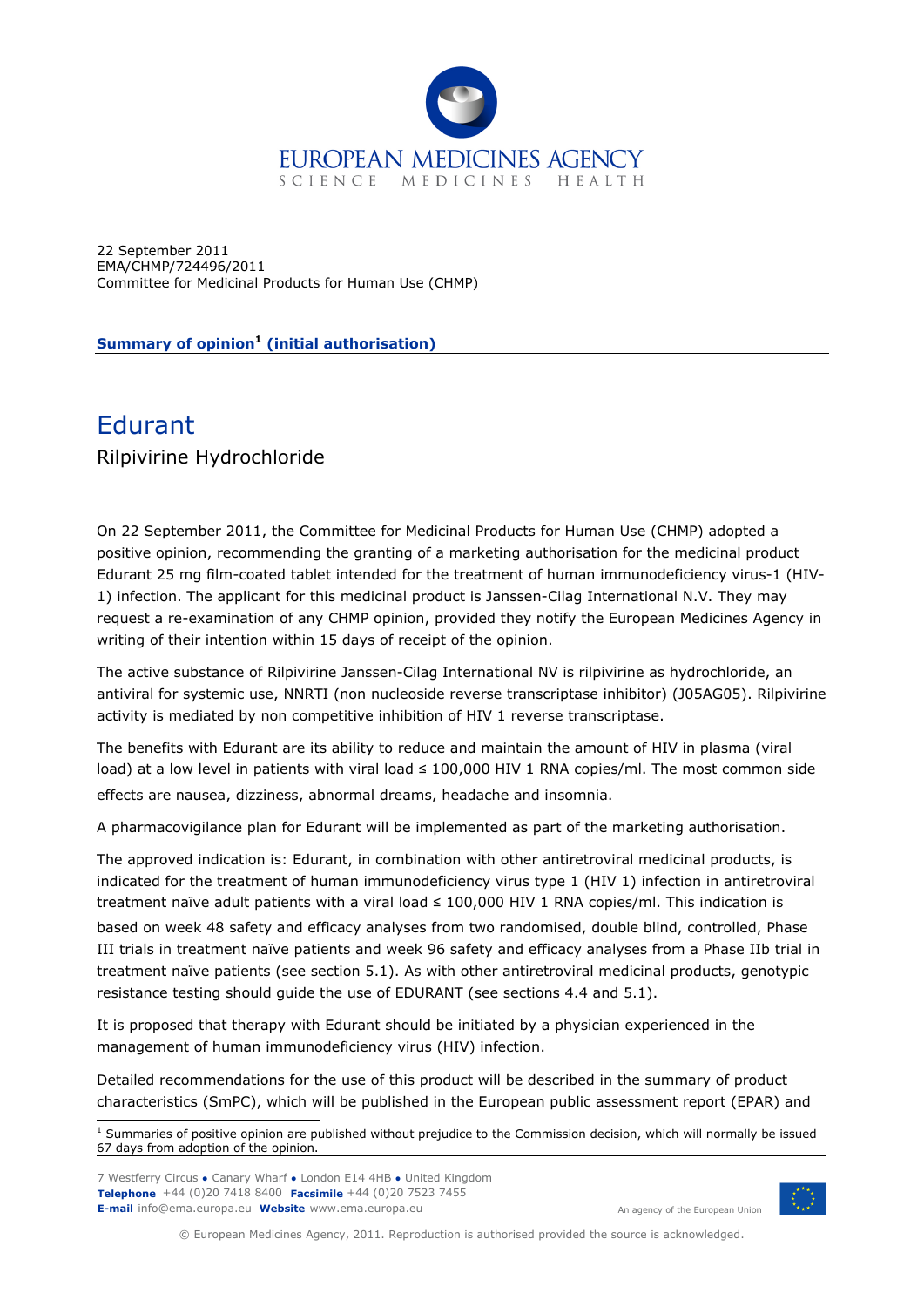22 September 2011
EMA/CHMP/724496/2011
Committee for Medicinal Products for Human Use (CHMP)

**Summary of opinion[1] (initial authorisation)**

# Edurant

Rilpivirine Hydrochloride

On 22 September 2011, the Committee for Medicinal Products for Human Use (CHMP) adopted a positive opinion, recommending the granting of a marketing authorisation for the medicinal product Edurant 25 mg film-coated tablet intended for the treatment of human immunodeficiency virus-1 (HIV-1) infection. The applicant for this medicinal product is Janssen-Cilag International N.V. They may request a re-examination of any CHMP opinion, provided they notify the European Medicines Agency in writing of their intention within 15 days of receipt of the opinion.

The active substance of Rilpivirine Janssen-Cilag International NV is rilpivirine as hydrochloride, an antiviral for systemic use, NNRTI (non nucleoside reverse transcriptase inhibitor) (J05AG05). Rilpivirine activity is mediated by non competitive inhibition of HIV 1 reverse transcriptase.

The benefits with Edurant are its ability to reduce and maintain the amount of HIV in plasma (viral load) at a low level in patients with viral load ≤ 100,000 HIV 1 RNA copies/ml. The most common side effects are nausea, dizziness, abnormal dreams, headache and insomnia.

A pharmacovigilance plan for Edurant will be implemented as part of the marketing authorisation.

The approved indication is: Edurant, in combination with other antiretroviral medicinal products, is indicated for the treatment of human immunodeficiency virus type 1 (HIV 1) infection in antiretroviral treatment naïve adult patients with a viral load ≤ 100,000 HIV 1 RNA copies/ml. This indication is based on week 48 safety and efficacy analyses from two randomised, double blind, controlled, Phase III trials in treatment naïve patients and week 96 safety and efficacy analyses from a Phase IIb trial in treatment naïve patients (see section 5.1). As with other antiretroviral medicinal products, genotypic resistance testing should guide the use of EDURANT (see sections 4.4 and 5.1).

It is proposed that therapy with Edurant should be initiated by a physician experienced in the management of human immunodeficiency virus (HIV) infection.

Detailed recommendations for the use of this product will be described in the summary of product characteristics (SmPC), which will be published in the European public assessment report (EPAR) and

[1] Summaries of positive opinion are published without prejudice to the Commission decision, which will normally be issued 67 days from adoption of the opinion.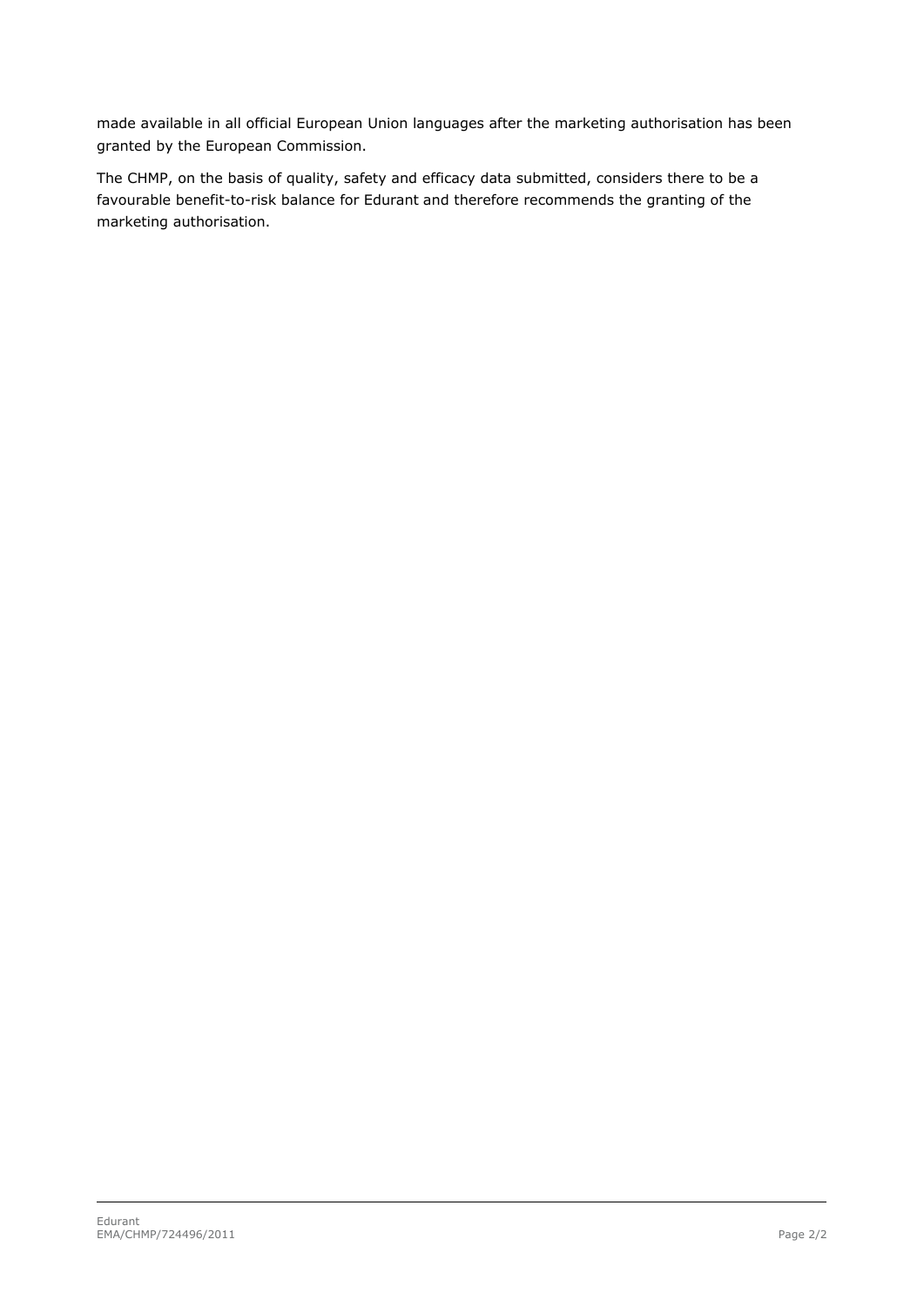made available in all official European Union languages after the marketing authorisation has been granted by the European Commission.

The CHMP, on the basis of quality, safety and efficacy data submitted, considers there to be a favourable benefit-to-risk balance for Edurant and therefore recommends the granting of the marketing authorisation.